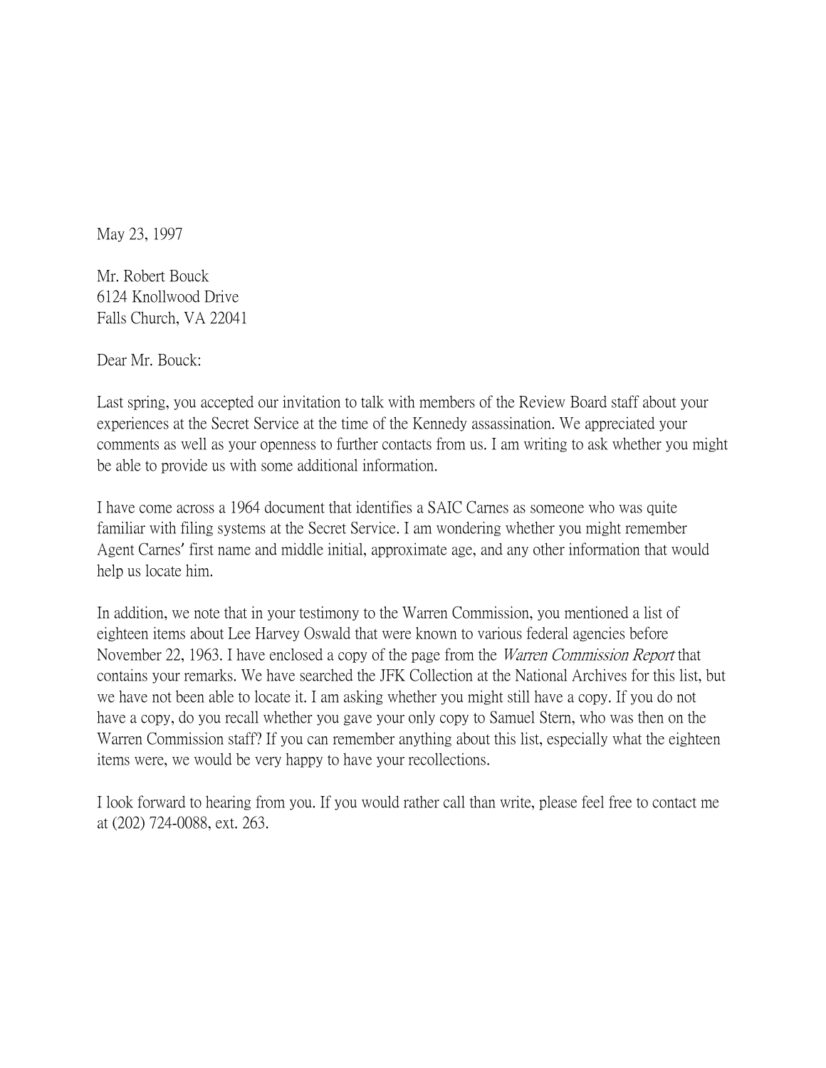May 23, 1997

Mr. Robert Bouck
6124 Knollwood Drive
Falls Church, VA 22041

Dear Mr. Bouck:

Last spring, you accepted our invitation to talk with members of the Review Board staff about your experiences at the Secret Service at the time of the Kennedy assassination. We appreciated your comments as well as your openness to further contacts from us. I am writing to ask whether you might be able to provide us with some additional information.

I have come across a 1964 document that identifies a SAIC Carnes as someone who was quite familiar with filing systems at the Secret Service. I am wondering whether you might remember Agent Carnes' first name and middle initial, approximate age, and any other information that would help us locate him.

In addition, we note that in your testimony to the Warren Commission, you mentioned a list of eighteen items about Lee Harvey Oswald that were known to various federal agencies before November 22, 1963. I have enclosed a copy of the page from the *Warren Commission Report* that contains your remarks. We have searched the JFK Collection at the National Archives for this list, but we have not been able to locate it. I am asking whether you might still have a copy. If you do not have a copy, do you recall whether you gave your only copy to Samuel Stern, who was then on the Warren Commission staff? If you can remember anything about this list, especially what the eighteen items were, we would be very happy to have your recollections.

I look forward to hearing from you. If you would rather call than write, please feel free to contact me at (202) 724-0088, ext. 263.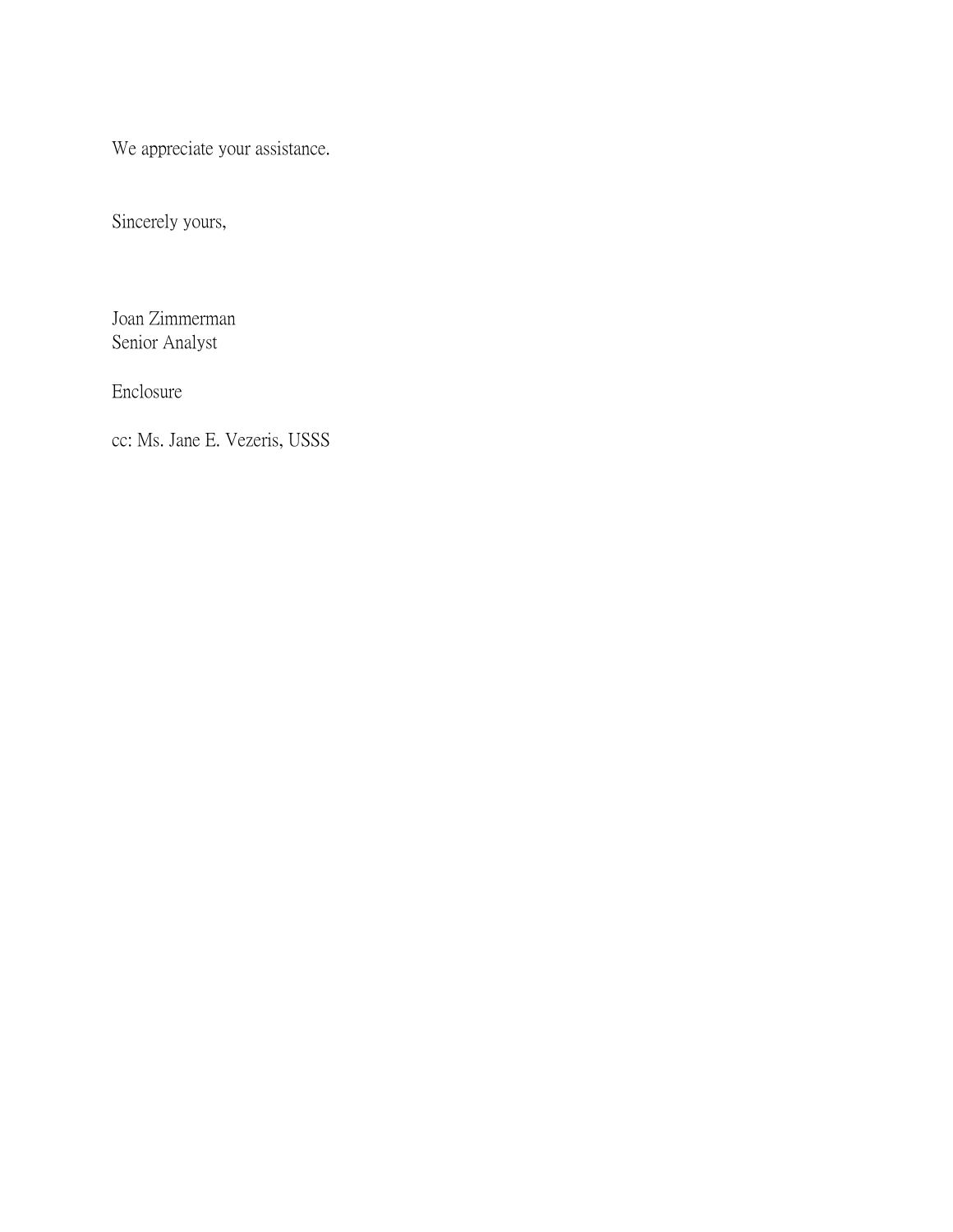We appreciate your assistance.

Sincerely yours,

Joan Zimmerman
Senior Analyst

Enclosure

cc: Ms. Jane E. Vezeris, USSS